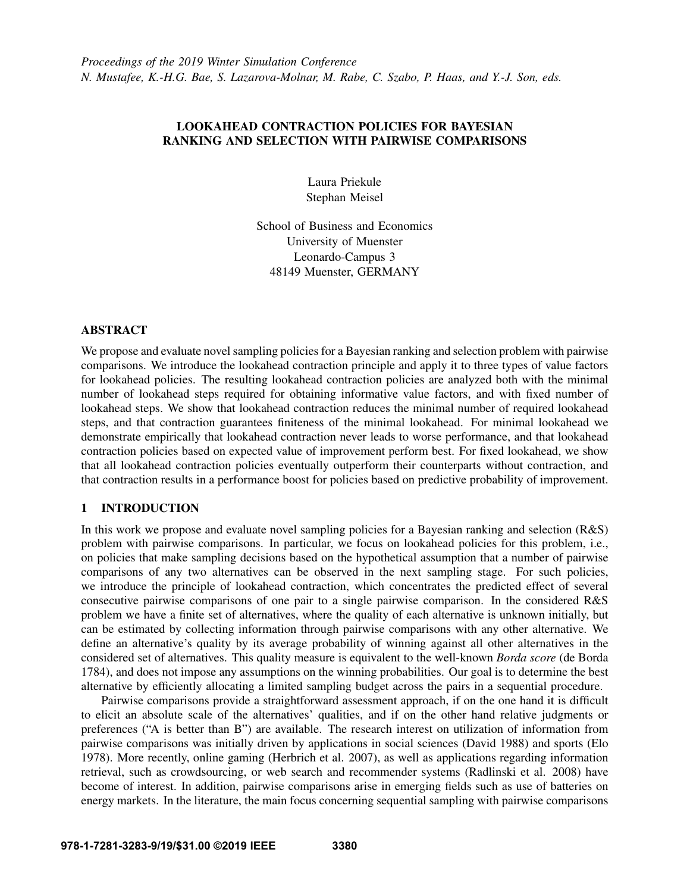# LOOKAHEAD CONTRACTION POLICIES FOR BAYESIAN RANKING AND SELECTION WITH PAIRWISE COMPARISONS

Laura Priekule
Stephan Meisel

School of Business and Economics
University of Muenster
Leonardo-Campus 3
48149 Muenster, GERMANY

## ABSTRACT

We propose and evaluate novel sampling policies for a Bayesian ranking and selection problem with pairwise comparisons. We introduce the lookahead contraction principle and apply it to three types of value factors for lookahead policies. The resulting lookahead contraction policies are analyzed both with the minimal number of lookahead steps required for obtaining informative value factors, and with fixed number of lookahead steps. We show that lookahead contraction reduces the minimal number of required lookahead steps, and that contraction guarantees finiteness of the minimal lookahead. For minimal lookahead we demonstrate empirically that lookahead contraction never leads to worse performance, and that lookahead contraction policies based on expected value of improvement perform best. For fixed lookahead, we show that all lookahead contraction policies eventually outperform their counterparts without contraction, and that contraction results in a performance boost for policies based on predictive probability of improvement.

## 1 INTRODUCTION

In this work we propose and evaluate novel sampling policies for a Bayesian ranking and selection (R&S) problem with pairwise comparisons. In particular, we focus on lookahead policies for this problem, i.e., on policies that make sampling decisions based on the hypothetical assumption that a number of pairwise comparisons of any two alternatives can be observed in the next sampling stage. For such policies, we introduce the principle of lookahead contraction, which concentrates the predicted effect of several consecutive pairwise comparisons of one pair to a single pairwise comparison. In the considered R&S problem we have a finite set of alternatives, where the quality of each alternative is unknown initially, but can be estimated by collecting information through pairwise comparisons with any other alternative. We define an alternative's quality by its average probability of winning against all other alternatives in the considered set of alternatives. This quality measure is equivalent to the well-known *Borda score* (de Borda 1784), and does not impose any assumptions on the winning probabilities. Our goal is to determine the best alternative by efficiently allocating a limited sampling budget across the pairs in a sequential procedure.

Pairwise comparisons provide a straightforward assessment approach, if on the one hand it is difficult to elicit an absolute scale of the alternatives' qualities, and if on the other hand relative judgments or preferences ("A is better than B") are available. The research interest on utilization of information from pairwise comparisons was initially driven by applications in social sciences (David 1988) and sports (Elo 1978). More recently, online gaming (Herbrich et al. 2007), as well as applications regarding information retrieval, such as crowdsourcing, or web search and recommender systems (Radlinski et al. 2008) have become of interest. In addition, pairwise comparisons arise in emerging fields such as use of batteries on energy markets. In the literature, the main focus concerning sequential sampling with pairwise comparisons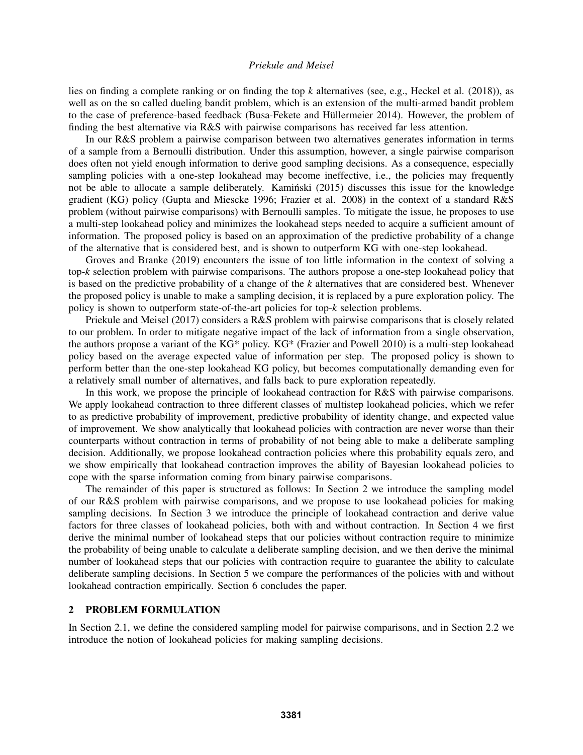lies on finding a complete ranking or on finding the top *k* alternatives (see, e.g., Heckel et al. (2018)), as well as on the so called dueling bandit problem, which is an extension of the multi-armed bandit problem to the case of preference-based feedback (Busa-Fekete and Hüllermeier 2014). However, the problem of finding the best alternative via R&S with pairwise comparisons has received far less attention.

In our R&S problem a pairwise comparison between two alternatives generates information in terms of a sample from a Bernoulli distribution. Under this assumption, however, a single pairwise comparison does often not yield enough information to derive good sampling decisions. As a consequence, especially sampling policies with a one-step lookahead may become ineffective, i.e., the policies may frequently not be able to allocate a sample deliberately. Kamiński (2015) discusses this issue for the knowledge gradient (KG) policy (Gupta and Miescke 1996; Frazier et al. 2008) in the context of a standard R&S problem (without pairwise comparisons) with Bernoulli samples. To mitigate the issue, he proposes to use a multi-step lookahead policy and minimizes the lookahead steps needed to acquire a sufficient amount of information. The proposed policy is based on an approximation of the predictive probability of a change of the alternative that is considered best, and is shown to outperform KG with one-step lookahead.

Groves and Branke (2019) encounters the issue of too little information in the context of solving a top-*k* selection problem with pairwise comparisons. The authors propose a one-step lookahead policy that is based on the predictive probability of a change of the *k* alternatives that are considered best. Whenever the proposed policy is unable to make a sampling decision, it is replaced by a pure exploration policy. The policy is shown to outperform state-of-the-art policies for top-*k* selection problems.

Priekule and Meisel (2017) considers a R&S problem with pairwise comparisons that is closely related to our problem. In order to mitigate negative impact of the lack of information from a single observation, the authors propose a variant of the KG* policy. KG* (Frazier and Powell 2010) is a multi-step lookahead policy based on the average expected value of information per step. The proposed policy is shown to perform better than the one-step lookahead KG policy, but becomes computationally demanding even for a relatively small number of alternatives, and falls back to pure exploration repeatedly.

In this work, we propose the principle of lookahead contraction for R&S with pairwise comparisons. We apply lookahead contraction to three different classes of multistep lookahead policies, which we refer to as predictive probability of improvement, predictive probability of identity change, and expected value of improvement. We show analytically that lookahead policies with contraction are never worse than their counterparts without contraction in terms of probability of not being able to make a deliberate sampling decision. Additionally, we propose lookahead contraction policies where this probability equals zero, and we show empirically that lookahead contraction improves the ability of Bayesian lookahead policies to cope with the sparse information coming from binary pairwise comparisons.

The remainder of this paper is structured as follows: In Section 2 we introduce the sampling model of our R&S problem with pairwise comparisons, and we propose to use lookahead policies for making sampling decisions. In Section 3 we introduce the principle of lookahead contraction and derive value factors for three classes of lookahead policies, both with and without contraction. In Section 4 we first derive the minimal number of lookahead steps that our policies without contraction require to minimize the probability of being unable to calculate a deliberate sampling decision, and we then derive the minimal number of lookahead steps that our policies with contraction require to guarantee the ability to calculate deliberate sampling decisions. In Section 5 we compare the performances of the policies with and without lookahead contraction empirically. Section 6 concludes the paper.

## 2 PROBLEM FORMULATION

In Section 2.1, we define the considered sampling model for pairwise comparisons, and in Section 2.2 we introduce the notion of lookahead policies for making sampling decisions.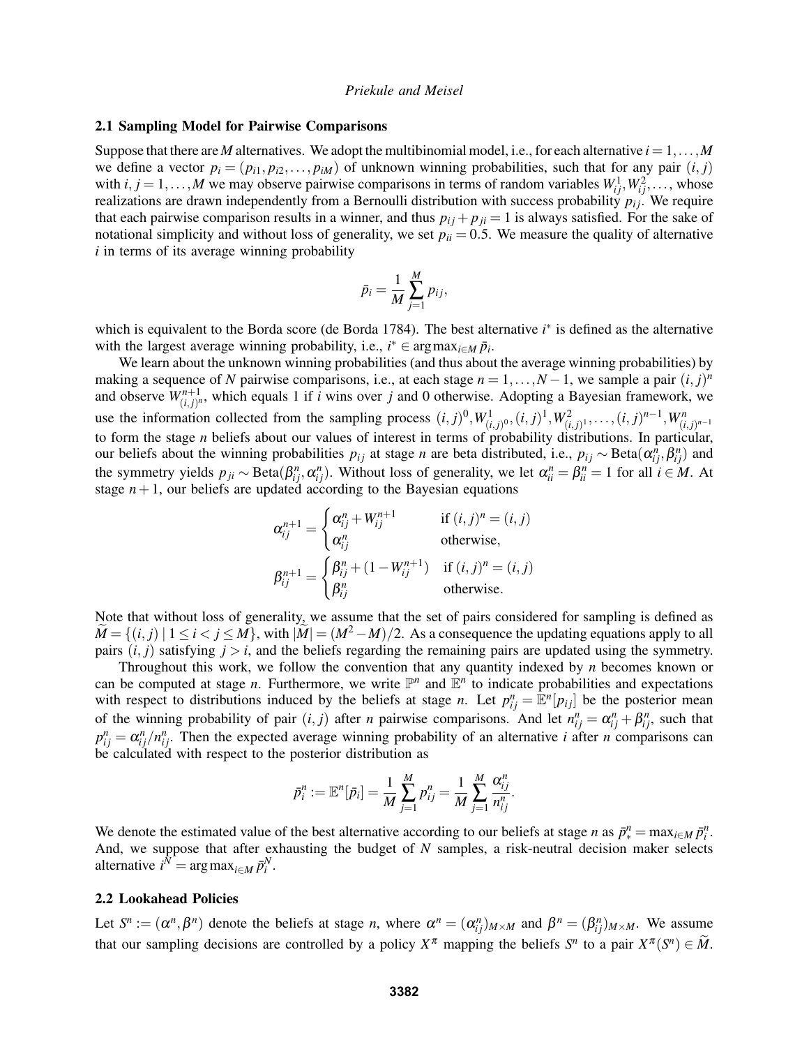### 2.1 Sampling Model for Pairwise Comparisons

Suppose that there are $M$ alternatives. We adopt the multibinomial model, i.e., for each alternative $i = 1,\dots,M$ we define a vector $p_i = (p_{i1}, p_{i2}, \dots, p_{iM})$ of unknown winning probabilities, such that for any pair $(i, j)$ with $i, j = 1,\dots,M$ we may observe pairwise comparisons in terms of random variables $W_{ij}^1, W_{ij}^2, \dots$, whose realizations are drawn independently from a Bernoulli distribution with success probability $p_{ij}$. We require that each pairwise comparison results in a winner, and thus $p_{ij} + p_{ji} = 1$ is always satisfied. For the sake of notational simplicity and without loss of generality, we set $p_{ii} = 0.5$. We measure the quality of alternative $i$ in terms of its average winning probability

$$\bar{p}_i = \frac{1}{M}\sum_{j=1}^{M} p_{ij},$$

which is equivalent to the Borda score (de Borda 1784). The best alternative $i^*$ is defined as the alternative with the largest average winning probability, i.e., $i^* \in \arg\max_{i \in M} \bar{p}_i$.

We learn about the unknown winning probabilities (and thus about the average winning probabilities) by making a sequence of $N$ pairwise comparisons, i.e., at each stage $n = 1,\dots,N-1$, we sample a pair $(i, j)^n$ and observe $W_{(i,j)^n}^{n+1}$, which equals 1 if $i$ wins over $j$ and 0 otherwise. Adopting a Bayesian framework, we use the information collected from the sampling process $(i, j)^0, W_{(i,j)^0}^1, (i, j)^1, W_{(i,j)^1}^2, \dots, (i, j)^{n-1}, W_{(i,j)^{n-1}}^n$ to form the stage $n$ beliefs about our values of interest in terms of probability distributions. In particular, our beliefs about the winning probabilities $p_{ij}$ at stage $n$ are beta distributed, i.e., $p_{ij} \sim \text{Beta}(\alpha_{ij}^n, \beta_{ij}^n)$ and the symmetry yields $p_{ji} \sim \text{Beta}(\beta_{ij}^n, \alpha_{ij}^n)$. Without loss of generality, we let $\alpha_{ii}^n = \beta_{ii}^n = 1$ for all $i \in M$. At stage $n+1$, our beliefs are updated according to the Bayesian equations

$$\alpha_{ij}^{n+1} = \begin{cases} \alpha_{ij}^n + W_{ij}^{n+1} & \text{if } (i, j)^n = (i, j) \\ \alpha_{ij}^n & \text{otherwise,} \end{cases}$$

$$\beta_{ij}^{n+1} = \begin{cases} \beta_{ij}^n + (1 - W_{ij}^{n+1}) & \text{if } (i, j)^n = (i, j) \\ \beta_{ij}^n & \text{otherwise.} \end{cases}$$

Note that without loss of generality, we assume that the set of pairs considered for sampling is defined as $\widetilde{M} = \{(i, j) \mid 1 \le i < j \le M\}$, with $|\widetilde{M}| = (M^2 - M)/2$. As a consequence the updating equations apply to all pairs $(i, j)$ satisfying $j > i$, and the beliefs regarding the remaining pairs are updated using the symmetry.

Throughout this work, we follow the convention that any quantity indexed by $n$ becomes known or can be computed at stage $n$. Furthermore, we write $\mathbb{P}^n$ and $\mathbb{E}^n$ to indicate probabilities and expectations with respect to distributions induced by the beliefs at stage $n$. Let $p_{ij}^n = \mathbb{E}^n[p_{ij}]$ be the posterior mean of the winning probability of pair $(i, j)$ after $n$ pairwise comparisons. And let $n_{ij}^n = \alpha_{ij}^n + \beta_{ij}^n$, such that $p_{ij}^n = \alpha_{ij}^n / n_{ij}^n$. Then the expected average winning probability of an alternative $i$ after $n$ comparisons can be calculated with respect to the posterior distribution as

$$\bar{p}_i^n := \mathbb{E}^n[\bar{p}_i] = \frac{1}{M}\sum_{j=1}^{M} p_{ij}^n = \frac{1}{M}\sum_{j=1}^{M} \frac{\alpha_{ij}^n}{n_{ij}^n}.$$

We denote the estimated value of the best alternative according to our beliefs at stage $n$ as $\bar{p}_*^n = \max_{i \in M} \bar{p}_i^n$. And, we suppose that after exhausting the budget of $N$ samples, a risk-neutral decision maker selects alternative $i^N = \arg\max_{i \in M} \bar{p}_i^N$.

### 2.2 Lookahead Policies

Let $S^n := (\alpha^n, \beta^n)$ denote the beliefs at stage $n$, where $\alpha^n = (\alpha_{ij}^n)_{M \times M}$ and $\beta^n = (\beta_{ij}^n)_{M \times M}$. We assume that our sampling decisions are controlled by a policy $X^\pi$ mapping the beliefs $S^n$ to a pair $X^\pi(S^n) \in \widetilde{M}$.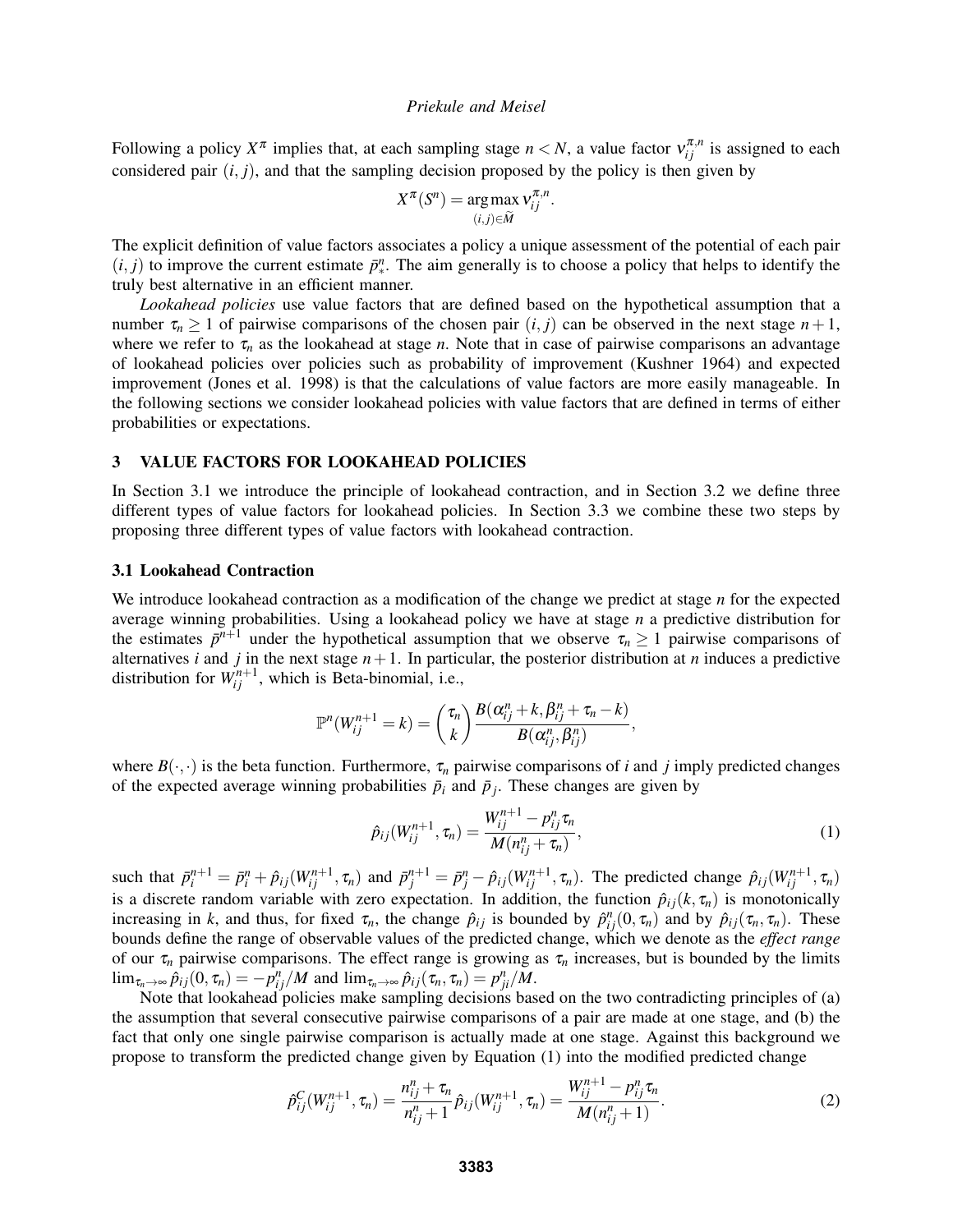Following a policy $X^\pi$ implies that, at each sampling stage $n < N$, a value factor $v_{ij}^{\pi,n}$ is assigned to each considered pair $(i, j)$, and that the sampling decision proposed by the policy is then given by

$$X^\pi(S^n) = \underset{(i,j)\in\widetilde{M}}{\arg\max}\, v_{ij}^{\pi,n}.$$

The explicit definition of value factors associates a policy a unique assessment of the potential of each pair $(i, j)$ to improve the current estimate $\bar{p}_*^n$. The aim generally is to choose a policy that helps to identify the truly best alternative in an efficient manner.

*Lookahead policies* use value factors that are defined based on the hypothetical assumption that a number $\tau_n \geq 1$ of pairwise comparisons of the chosen pair $(i, j)$ can be observed in the next stage $n+1$, where we refer to $\tau_n$ as the lookahead at stage $n$. Note that in case of pairwise comparisons an advantage of lookahead policies over policies such as probability of improvement (Kushner 1964) and expected improvement (Jones et al. 1998) is that the calculations of value factors are more easily manageable. In the following sections we consider lookahead policies with value factors that are defined in terms of either probabilities or expectations.

## 3 VALUE FACTORS FOR LOOKAHEAD POLICIES

In Section 3.1 we introduce the principle of lookahead contraction, and in Section 3.2 we define three different types of value factors for lookahead policies. In Section 3.3 we combine these two steps by proposing three different types of value factors with lookahead contraction.

### 3.1 Lookahead Contraction

We introduce lookahead contraction as a modification of the change we predict at stage $n$ for the expected average winning probabilities. Using a lookahead policy we have at stage $n$ a predictive distribution for the estimates $\bar{p}^{n+1}$ under the hypothetical assumption that we observe $\tau_n \geq 1$ pairwise comparisons of alternatives $i$ and $j$ in the next stage $n+1$. In particular, the posterior distribution at $n$ induces a predictive distribution for $W_{ij}^{n+1}$, which is Beta-binomial, i.e.,

$$\mathbb{P}^n(W_{ij}^{n+1} = k) = \binom{\tau_n}{k} \frac{B(\alpha_{ij}^n + k, \beta_{ij}^n + \tau_n - k)}{B(\alpha_{ij}^n, \beta_{ij}^n)},$$

where $B(\cdot,\cdot)$ is the beta function. Furthermore, $\tau_n$ pairwise comparisons of $i$ and $j$ imply predicted changes of the expected average winning probabilities $\bar{p}_i$ and $\bar{p}_j$. These changes are given by

$$\hat{p}_{ij}(W_{ij}^{n+1}, \tau_n) = \frac{W_{ij}^{n+1} - p_{ij}^n \tau_n}{M(n_{ij}^n + \tau_n)}, \tag{1}$$

such that $\bar{p}_i^{n+1} = \bar{p}_i^n + \hat{p}_{ij}(W_{ij}^{n+1}, \tau_n)$ and $\bar{p}_j^{n+1} = \bar{p}_j^n - \hat{p}_{ij}(W_{ij}^{n+1}, \tau_n)$. The predicted change $\hat{p}_{ij}(W_{ij}^{n+1}, \tau_n)$ is a discrete random variable with zero expectation. In addition, the function $\hat{p}_{ij}(k, \tau_n)$ is monotonically increasing in $k$, and thus, for fixed $\tau_n$, the change $\hat{p}_{ij}$ is bounded by $\hat{p}_{ij}^n(0, \tau_n)$ and by $\hat{p}_{ij}(\tau_n, \tau_n)$. These bounds define the range of observable values of the predicted change, which we denote as the *effect range* of our $\tau_n$ pairwise comparisons. The effect range is growing as $\tau_n$ increases, but is bounded by the limits $\lim_{\tau_n\to\infty} \hat{p}_{ij}(0, \tau_n) = -p_{ij}^n/M$ and $\lim_{\tau_n\to\infty} \hat{p}_{ij}(\tau_n, \tau_n) = p_{ji}^n/M$.

Note that lookahead policies make sampling decisions based on the two contradicting principles of (a) the assumption that several consecutive pairwise comparisons of a pair are made at one stage, and (b) the fact that only one single pairwise comparison is actually made at one stage. Against this background we propose to transform the predicted change given by Equation (1) into the modified predicted change

$$\hat{p}_{ij}^C(W_{ij}^{n+1}, \tau_n) = \frac{n_{ij}^n + \tau_n}{n_{ij}^n + 1} \hat{p}_{ij}(W_{ij}^{n+1}, \tau_n) = \frac{W_{ij}^{n+1} - p_{ij}^n \tau_n}{M(n_{ij}^n + 1)}. \tag{2}$$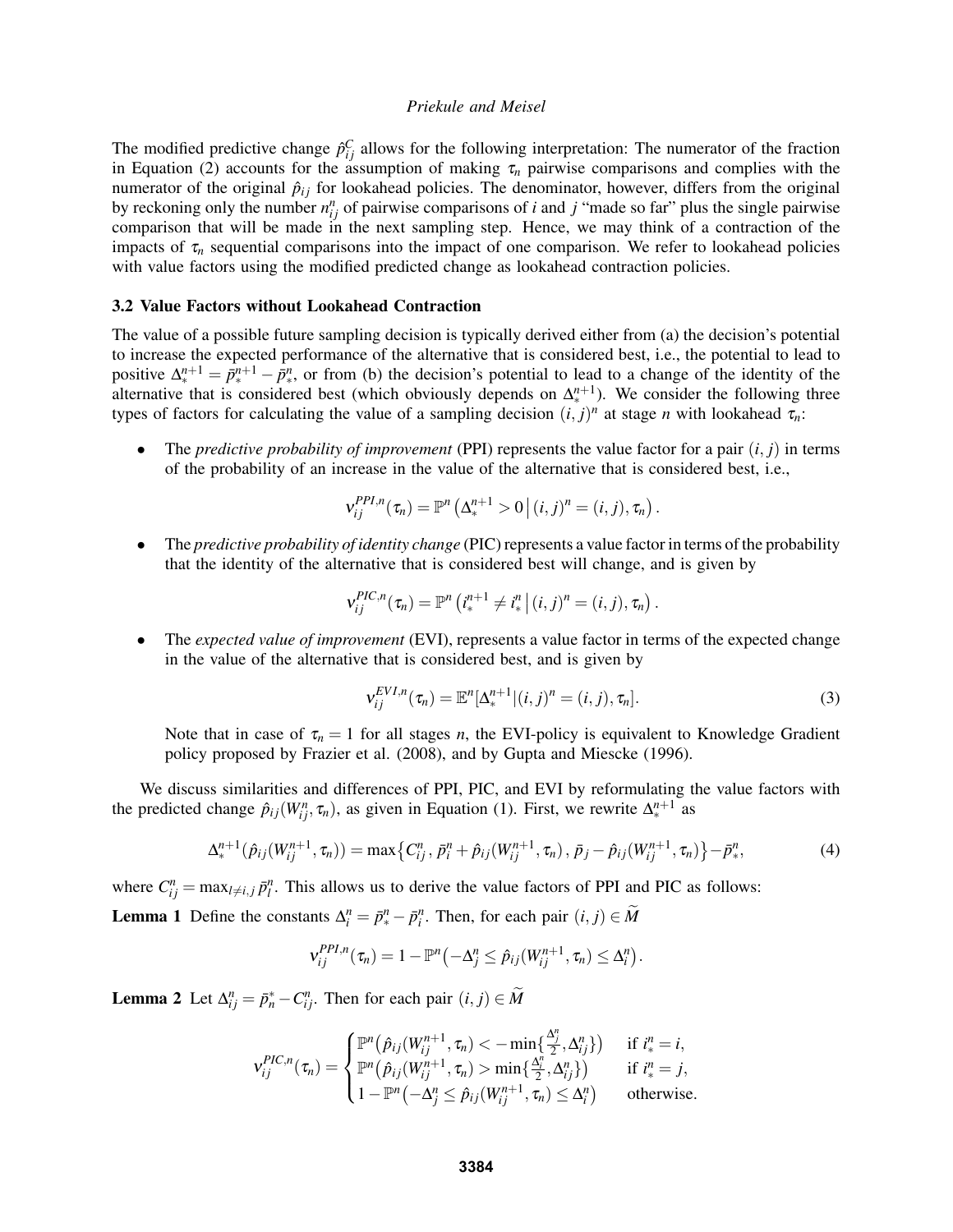The modified predictive change $\hat{p}^C_{ij}$ allows for the following interpretation: The numerator of the fraction in Equation (2) accounts for the assumption of making $\tau_n$ pairwise comparisons and complies with the numerator of the original $\hat{p}_{ij}$ for lookahead policies. The denominator, however, differs from the original by reckoning only the number $n^n_{ij}$ of pairwise comparisons of $i$ and $j$ "made so far" plus the single pairwise comparison that will be made in the next sampling step. Hence, we may think of a contraction of the impacts of $\tau_n$ sequential comparisons into the impact of one comparison. We refer to lookahead policies with value factors using the modified predicted change as lookahead contraction policies.

### 3.2 Value Factors without Lookahead Contraction

The value of a possible future sampling decision is typically derived either from (a) the decision's potential to increase the expected performance of the alternative that is considered best, i.e., the potential to lead to positive $\Delta^{n+1}_* = \bar{p}^{n+1}_* - \bar{p}^n_*$, or from (b) the decision's potential to lead to a change of the identity of the alternative that is considered best (which obviously depends on $\Delta^{n+1}_*$). We consider the following three types of factors for calculating the value of a sampling decision $(i,j)^n$ at stage $n$ with lookahead $\tau_n$:

- The *predictive probability of improvement* (PPI) represents the value factor for a pair $(i,j)$ in terms of the probability of an increase in the value of the alternative that is considered best, i.e.,

$$\nu^{PPI,n}_{ij}(\tau_n) = \mathbb{P}^n\left(\Delta^{n+1}_* > 0 \,\middle|\, (i,j)^n = (i,j), \tau_n\right).$$

- The *predictive probability of identity change* (PIC) represents a value factor in terms of the probability that the identity of the alternative that is considered best will change, and is given by

$$\nu^{PIC,n}_{ij}(\tau_n) = \mathbb{P}^n\left(i^{n+1}_* \neq i^n_* \,\middle|\, (i,j)^n = (i,j), \tau_n\right).$$

- The *expected value of improvement* (EVI), represents a value factor in terms of the expected change in the value of the alternative that is considered best, and is given by

$$\nu^{EVI,n}_{ij}(\tau_n) = \mathbb{E}^n[\Delta^{n+1}_* | (i,j)^n = (i,j), \tau_n]. \tag{3}$$

  Note that in case of $\tau_n = 1$ for all stages $n$, the EVI-policy is equivalent to Knowledge Gradient policy proposed by Frazier et al. (2008), and by Gupta and Miescke (1996).

We discuss similarities and differences of PPI, PIC, and EVI by reformulating the value factors with the predicted change $\hat{p}_{ij}(W^n_{ij}, \tau_n)$, as given in Equation (1). First, we rewrite $\Delta^{n+1}_*$ as

$$\Delta^{n+1}_*(\hat{p}_{ij}(W^{n+1}_{ij}, \tau_n)) = \max\left\{C^n_{ij}, \bar{p}^n_i + \hat{p}_{ij}(W^{n+1}_{ij}, \tau_n), \bar{p}_j - \hat{p}_{ij}(W^{n+1}_{ij}, \tau_n)\right\} - \bar{p}^n_*, \tag{4}$$

where $C^n_{ij} = \max_{l \neq i,j} \bar{p}^n_l$. This allows us to derive the value factors of PPI and PIC as follows:

**Lemma 1** Define the constants $\Delta^n_i = \bar{p}^n_* - \bar{p}^n_i$. Then, for each pair $(i,j) \in \widetilde{M}$

$$\nu^{PPI,n}_{ij}(\tau_n) = 1 - \mathbb{P}^n\left(-\Delta^n_j \leq \hat{p}_{ij}(W^{n+1}_{ij}, \tau_n) \leq \Delta^n_i\right).$$

**Lemma 2** Let $\Delta^n_{ij} = \bar{p}^*_n - C^n_{ij}$. Then for each pair $(i,j) \in \widetilde{M}$

$$\nu^{PIC,n}_{ij}(\tau_n) = \begin{cases} \mathbb{P}^n\left(\hat{p}_{ij}(W^{n+1}_{ij}, \tau_n) < -\min\{\frac{\Delta^n_j}{2}, \Delta^n_{ij}\}\right) & \text{if } i^n_* = i, \\ \mathbb{P}^n\left(\hat{p}_{ij}(W^{n+1}_{ij}, \tau_n) > \min\{\frac{\Delta^n_i}{2}, \Delta^n_{ij}\}\right) & \text{if } i^n_* = j, \\ 1 - \mathbb{P}^n\left(-\Delta^n_j \leq \hat{p}_{ij}(W^{n+1}_{ij}, \tau_n) \leq \Delta^n_i\right) & \text{otherwise.} \end{cases}$$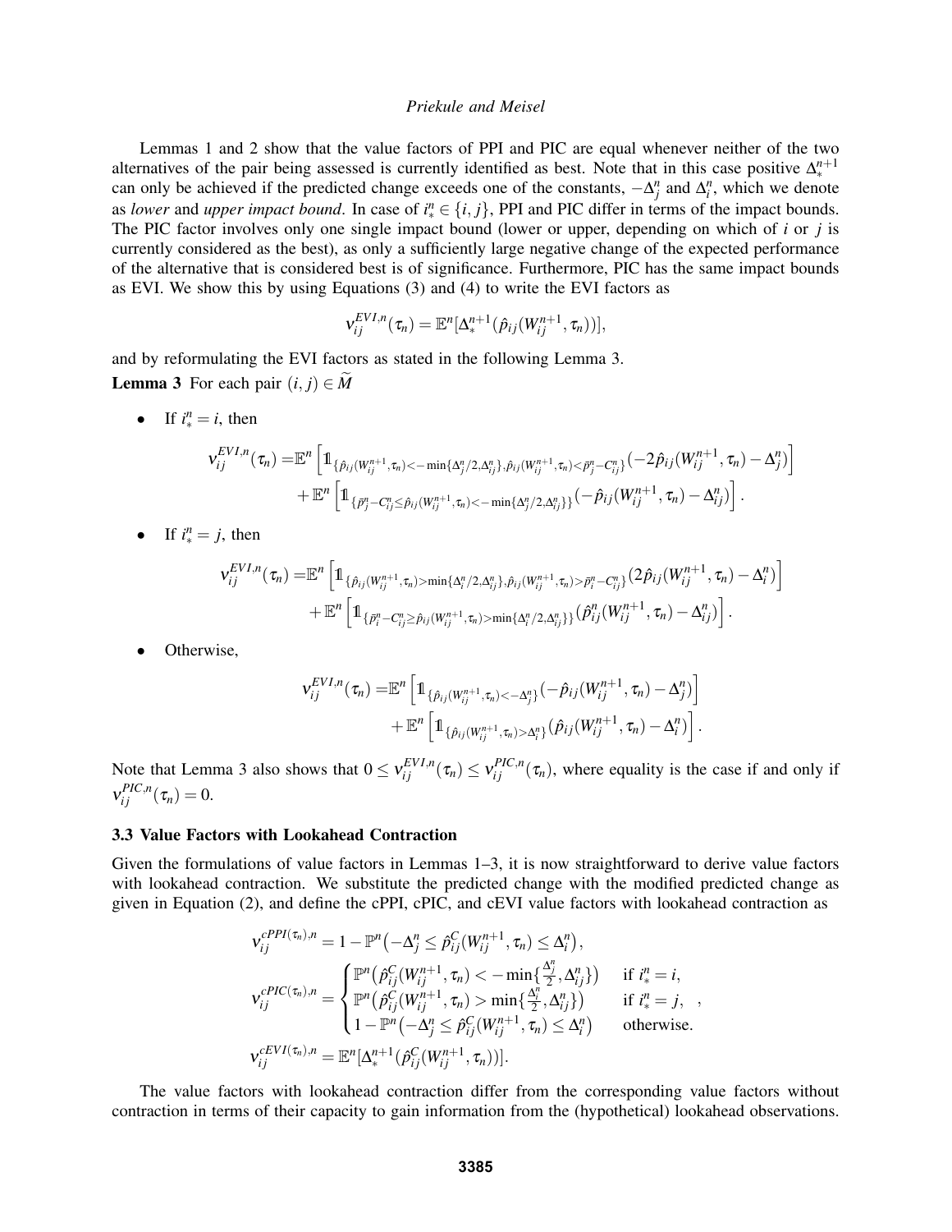Lemmas 1 and 2 show that the value factors of PPI and PIC are equal whenever neither of the two alternatives of the pair being assessed is currently identified as best. Note that in this case positive $\Delta_*^{n+1}$ can only be achieved if the predicted change exceeds one of the constants, $-\Delta_j^n$ and $\Delta_i^n$, which we denote as *lower* and *upper impact bound*. In case of $i_*^n \in \{i, j\}$, PPI and PIC differ in terms of the impact bounds. The PIC factor involves only one single impact bound (lower or upper, depending on which of $i$ or $j$ is currently considered as the best), as only a sufficiently large negative change of the expected performance of the alternative that is considered best is of significance. Furthermore, PIC has the same impact bounds as EVI. We show this by using Equations (3) and (4) to write the EVI factors as

$$v_{ij}^{EVI,n}(\tau_n) = \mathbb{E}^n[\Delta_*^{n+1}(\hat{p}_{ij}(W_{ij}^{n+1}, \tau_n))],$$

and by reformulating the EVI factors as stated in the following Lemma 3.

**Lemma 3** For each pair $(i, j) \in \widetilde{M}$

- If $i_*^n = i$, then

$$\begin{aligned} v_{ij}^{EVI,n}(\tau_n) =& \mathbb{E}^n\left[\mathbb{1}_{\{\hat{p}_{ij}(W_{ij}^{n+1},\tau_n)<-\min\{\Delta_j^n/2,\Delta_{ij}^n\},\hat{p}_{ij}(W_{ij}^{n+1},\tau_n)<\bar{p}_j^n-C_{ij}^n\}}(-2\hat{p}_{ij}(W_{ij}^{n+1},\tau_n)-\Delta_j^n)\right] \\ &+\mathbb{E}^n\left[\mathbb{1}_{\{\bar{p}_j^n-C_{ij}^n\leq\hat{p}_{ij}(W_{ij}^{n+1},\tau_n)<-\min\{\Delta_j^n/2,\Delta_{ij}^n\}\}}(-\hat{p}_{ij}(W_{ij}^{n+1},\tau_n)-\Delta_{ij}^n)\right]. \end{aligned}$$

- If $i_*^n = j$, then

$$\begin{aligned} v_{ij}^{EVI,n}(\tau_n) =& \mathbb{E}^n\left[\mathbb{1}_{\{\hat{p}_{ij}(W_{ij}^{n+1},\tau_n)>\min\{\Delta_i^n/2,\Delta_{ij}^n\},\hat{p}_{ij}(W_{ij}^{n+1},\tau_n)>\bar{p}_i^n-C_{ij}^n\}}(2\hat{p}_{ij}(W_{ij}^{n+1},\tau_n)-\Delta_i^n)\right] \\ &+\mathbb{E}^n\left[\mathbb{1}_{\{\bar{p}_i^n-C_{ij}^n\geq\hat{p}_{ij}(W_{ij}^{n+1},\tau_n)>\min\{\Delta_i^n/2,\Delta_{ij}^n\}\}}(\hat{p}_{ij}^n(W_{ij}^{n+1},\tau_n)-\Delta_{ij}^n)\right]. \end{aligned}$$

- Otherwise,

$$\begin{aligned} v_{ij}^{EVI,n}(\tau_n) =& \mathbb{E}^n\left[\mathbb{1}_{\{\hat{p}_{ij}(W_{ij}^{n+1},\tau_n)<-\Delta_j^n\}}(-\hat{p}_{ij}(W_{ij}^{n+1},\tau_n)-\Delta_j^n)\right] \\ &+\mathbb{E}^n\left[\mathbb{1}_{\{\hat{p}_{ij}(W_{ij}^{n+1},\tau_n)>\Delta_i^n\}}(\hat{p}_{ij}(W_{ij}^{n+1},\tau_n)-\Delta_i^n)\right]. \end{aligned}$$

Note that Lemma 3 also shows that $0 \leq v_{ij}^{EVI,n}(\tau_n) \leq v_{ij}^{PIC,n}(\tau_n)$, where equality is the case if and only if $v_{ij}^{PIC,n}(\tau_n) = 0$.

### 3.3 Value Factors with Lookahead Contraction

Given the formulations of value factors in Lemmas 1–3, it is now straightforward to derive value factors with lookahead contraction. We substitute the predicted change with the modified predicted change as given in Equation (2), and define the cPPI, cPIC, and cEVI value factors with lookahead contraction as

$$\begin{aligned} v_{ij}^{cPPI(\tau_n),n} &= 1 - \mathbb{P}^n\left(-\Delta_j^n \leq \hat{p}_{ij}^C(W_{ij}^{n+1},\tau_n) \leq \Delta_i^n\right), \\ v_{ij}^{cPIC(\tau_n),n} &= \begin{cases} \mathbb{P}^n\left(\hat{p}_{ij}^C(W_{ij}^{n+1},\tau_n) < -\min\{\frac{\Delta_j^n}{2},\Delta_{ij}^n\}\right) & \text{if } i_*^n = i, \\ \mathbb{P}^n\left(\hat{p}_{ij}^C(W_{ij}^{n+1},\tau_n) > \min\{\frac{\Delta_i^n}{2},\Delta_{ij}^n\}\right) & \text{if } i_*^n = j, \\ 1-\mathbb{P}^n\left(-\Delta_j^n \leq \hat{p}_{ij}^C(W_{ij}^{n+1},\tau_n) \leq \Delta_i^n\right) & \text{otherwise.} \end{cases}, \\ v_{ij}^{cEVI(\tau_n),n} &= \mathbb{E}^n[\Delta_*^{n+1}(\hat{p}_{ij}^C(W_{ij}^{n+1},\tau_n))]. \end{aligned}$$

The value factors with lookahead contraction differ from the corresponding value factors without contraction in terms of their capacity to gain information from the (hypothetical) lookahead observations.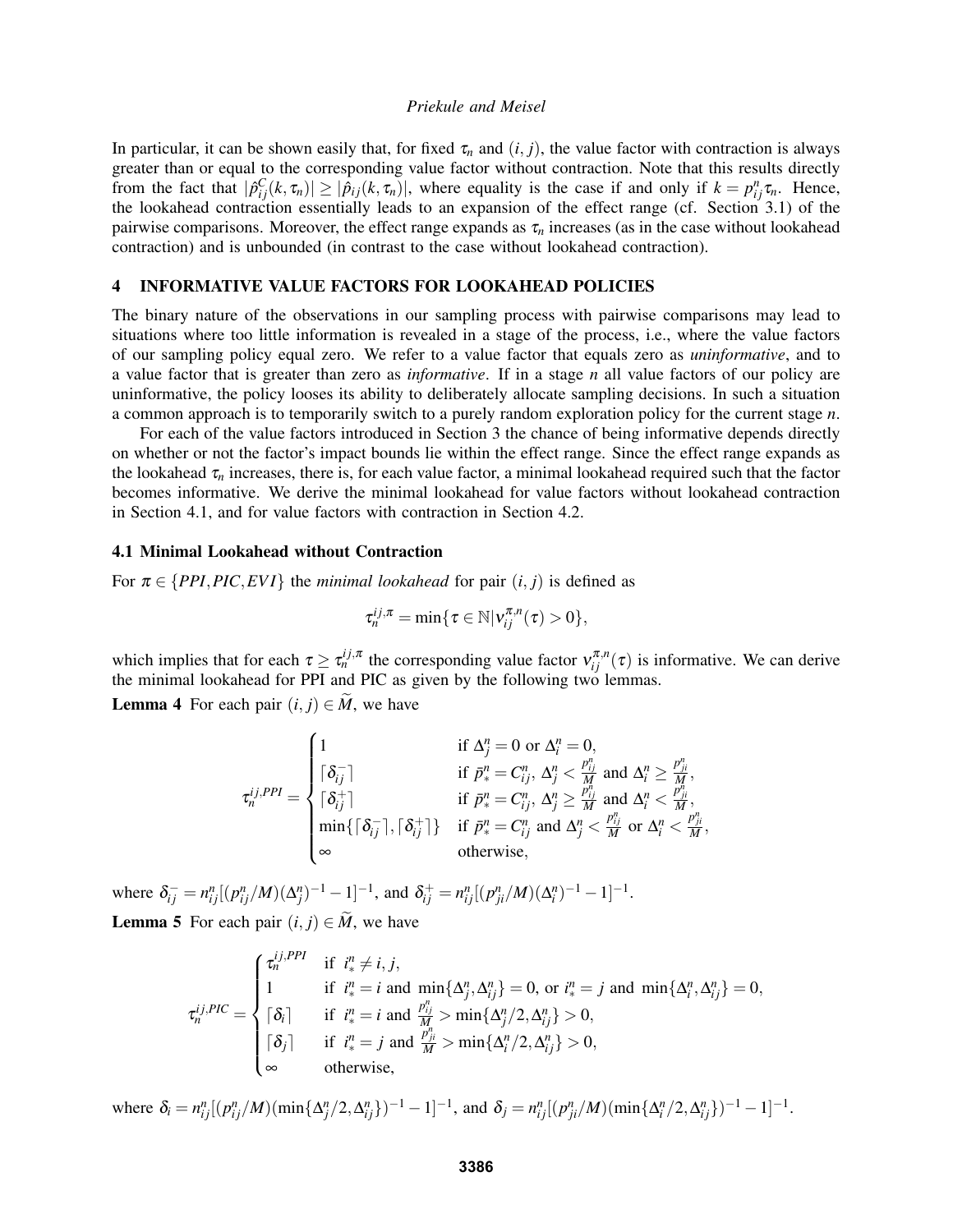In particular, it can be shown easily that, for fixed $\tau_n$ and $(i, j)$, the value factor with contraction is always greater than or equal to the corresponding value factor without contraction. Note that this results directly from the fact that $|\hat{p}^C_{ij}(k, \tau_n)| \geq |\hat{p}_{ij}(k, \tau_n)|$, where equality is the case if and only if $k = p^n_{ij}\tau_n$. Hence, the lookahead contraction essentially leads to an expansion of the effect range (cf. Section 3.1) of the pairwise comparisons. Moreover, the effect range expands as $\tau_n$ increases (as in the case without lookahead contraction) and is unbounded (in contrast to the case without lookahead contraction).

## 4 INFORMATIVE VALUE FACTORS FOR LOOKAHEAD POLICIES

The binary nature of the observations in our sampling process with pairwise comparisons may lead to situations where too little information is revealed in a stage of the process, i.e., where the value factors of our sampling policy equal zero. We refer to a value factor that equals zero as *uninformative*, and to a value factor that is greater than zero as *informative*. If in a stage $n$ all value factors of our policy are uninformative, the policy looses its ability to deliberately allocate sampling decisions. In such a situation a common approach is to temporarily switch to a purely random exploration policy for the current stage $n$.

For each of the value factors introduced in Section 3 the chance of being informative depends directly on whether or not the factor's impact bounds lie within the effect range. Since the effect range expands as the lookahead $\tau_n$ increases, there is, for each value factor, a minimal lookahead required such that the factor becomes informative. We derive the minimal lookahead for value factors without lookahead contraction in Section 4.1, and for value factors with contraction in Section 4.2.

### 4.1 Minimal Lookahead without Contraction

For $\pi \in \{PPI, PIC, EVI\}$ the *minimal lookahead* for pair $(i, j)$ is defined as

$$\tau_n^{ij,\pi} = \min\{\tau \in \mathbb{N} | \nu_{ij}^{\pi,n}(\tau) > 0\},$$

which implies that for each $\tau \geq \tau_n^{ij,\pi}$ the corresponding value factor $\nu_{ij}^{\pi,n}(\tau)$ is informative. We can derive the minimal lookahead for PPI and PIC as given by the following two lemmas.

**Lemma 4** For each pair $(i, j) \in \widetilde{M}$, we have

$$\tau_n^{ij,PPI} = \begin{cases} 1 & \text{if } \Delta_j^n = 0 \text{ or } \Delta_i^n = 0, \\ \lceil \delta_{ij}^- \rceil & \text{if } \bar{p}_*^n = C_{ij}^n,\ \Delta_j^n < \frac{p_{ij}^n}{M} \text{ and } \Delta_i^n \geq \frac{p_{ji}^n}{M}, \\ \lceil \delta_{ij}^+ \rceil & \text{if } \bar{p}_*^n = C_{ij}^n,\ \Delta_j^n \geq \frac{p_{ij}^n}{M} \text{ and } \Delta_i^n < \frac{p_{ji}^n}{M}, \\ \min\{\lceil \delta_{ij}^- \rceil, \lceil \delta_{ij}^+ \rceil\} & \text{if } \bar{p}_*^n = C_{ij}^n \text{ and } \Delta_j^n < \frac{p_{ij}^n}{M} \text{ or } \Delta_i^n < \frac{p_{ji}^n}{M}, \\ \infty & \text{otherwise,} \end{cases}$$

where $\delta_{ij}^- = n_{ij}^n[(p_{ij}^n/M)(\Delta_j^n)^{-1} - 1]^{-1}$, and $\delta_{ij}^+ = n_{ij}^n[(p_{ji}^n/M)(\Delta_i^n)^{-1} - 1]^{-1}$.

**Lemma 5** For each pair $(i, j) \in \widetilde{M}$, we have

$$\tau_n^{ij,PIC} = \begin{cases} \tau_n^{ij,PPI} & \text{if } i_*^n \neq i, j, \\ 1 & \text{if } i_*^n = i \text{ and } \min\{\Delta_j^n, \Delta_{ij}^n\} = 0, \text{ or } i_*^n = j \text{ and } \min\{\Delta_i^n, \Delta_{ij}^n\} = 0, \\ \lceil \delta_i \rceil & \text{if } i_*^n = i \text{ and } \frac{p_{ij}^n}{M} > \min\{\Delta_j^n/2, \Delta_{ij}^n\} > 0, \\ \lceil \delta_j \rceil & \text{if } i_*^n = j \text{ and } \frac{p_{ji}^n}{M} > \min\{\Delta_i^n/2, \Delta_{ij}^n\} > 0, \\ \infty & \text{otherwise,} \end{cases}$$

where $\delta_i = n_{ij}^n[(p_{ij}^n/M)(\min\{\Delta_j^n/2, \Delta_{ij}^n\})^{-1} - 1]^{-1}$, and $\delta_j = n_{ij}^n[(p_{ji}^n/M)(\min\{\Delta_i^n/2, \Delta_{ij}^n\})^{-1} - 1]^{-1}$.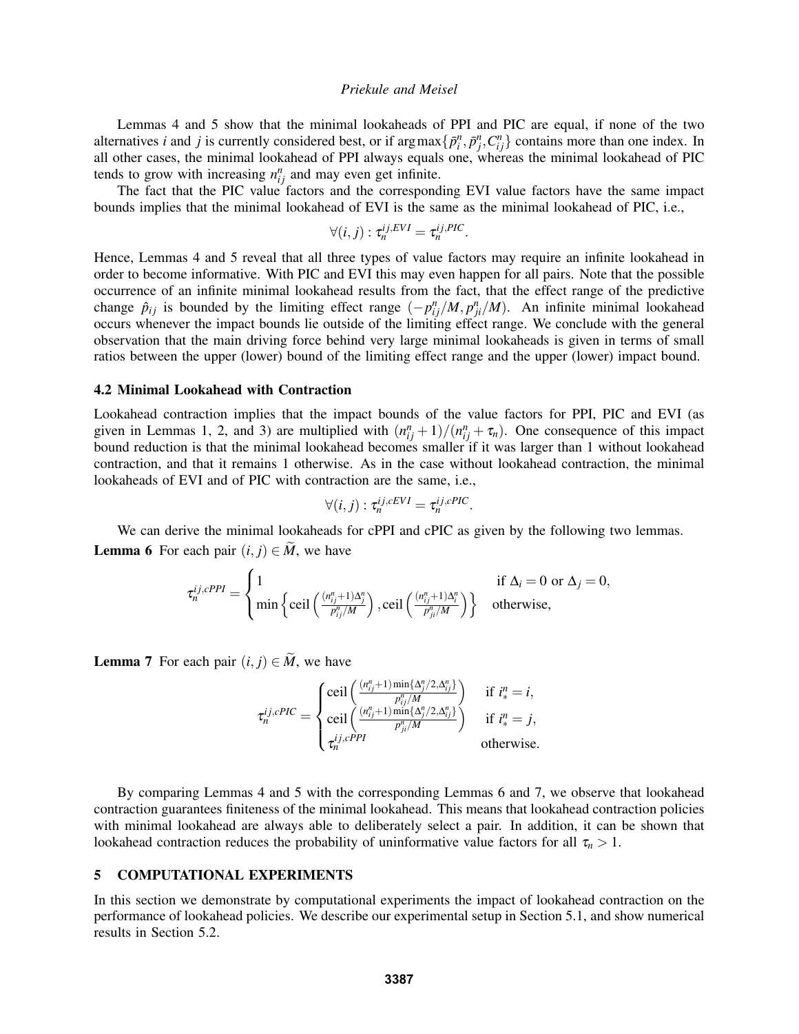Lemmas 4 and 5 show that the minimal lookaheads of PPI and PIC are equal, if none of the two alternatives $i$ and $j$ is currently considered best, or if $\arg\max\{\bar{p}_i^n, \bar{p}_j^n, C_{ij}^n\}$ contains more than one index. In all other cases, the minimal lookahead of PPI always equals one, whereas the minimal lookahead of PIC tends to grow with increasing $n_{ij}^n$ and may even get infinite.

The fact that the PIC value factors and the corresponding EVI value factors have the same impact bounds implies that the minimal lookahead of EVI is the same as the minimal lookahead of PIC, i.e.,

$$\forall (i,j) : \tau_n^{ij,EVI} = \tau_n^{ij,PIC}.$$

Hence, Lemmas 4 and 5 reveal that all three types of value factors may require an infinite lookahead in order to become informative. With PIC and EVI this may even happen for all pairs. Note that the possible occurrence of an infinite minimal lookahead results from the fact, that the effect range of the predictive change $\hat{p}_{ij}$ is bounded by the limiting effect range $(-p_{ij}^n/M, p_{ji}^n/M)$. An infinite minimal lookahead occurs whenever the impact bounds lie outside of the limiting effect range. We conclude with the general observation that the main driving force behind very large minimal lookaheads is given in terms of small ratios between the upper (lower) bound of the limiting effect range and the upper (lower) impact bound.

### 4.2 Minimal Lookahead with Contraction

Lookahead contraction implies that the impact bounds of the value factors for PPI, PIC and EVI (as given in Lemmas 1, 2, and 3) are multiplied with $(n_{ij}^n + 1)/(n_{ij}^n + \tau_n)$. One consequence of this impact bound reduction is that the minimal lookahead becomes smaller if it was larger than 1 without lookahead contraction, and that it remains 1 otherwise. As in the case without lookahead contraction, the minimal lookaheads of EVI and of PIC with contraction are the same, i.e.,

$$\forall (i,j) : \tau_n^{ij,cEVI} = \tau_n^{ij,cPIC}.$$

We can derive the minimal lookaheads for cPPI and cPIC as given by the following two lemmas.

**Lemma 6** For each pair $(i,j) \in \widetilde{M}$, we have

$$\tau_n^{ij,cPPI} = \begin{cases} 1 & \text{if } \Delta_i = 0 \text{ or } \Delta_j = 0, \\ \min\left\{ \operatorname{ceil}\left(\frac{(n_{ij}^n+1)\Delta_j^n}{p_{ij}^n/M}\right), \operatorname{ceil}\left(\frac{(n_{ij}^n+1)\Delta_i^n}{p_{ji}^n/M}\right) \right\} & \text{otherwise,} \end{cases}$$

**Lemma 7** For each pair $(i,j) \in \widetilde{M}$, we have

$$\tau_n^{ij,cPIC} = \begin{cases} \operatorname{ceil}\left(\frac{(n_{ij}^n+1)\min\{\Delta_j^n/2, \Delta_{ij}^n\}}{p_{ij}^n/M}\right) & \text{if } i_*^n = i, \\ \operatorname{ceil}\left(\frac{(n_{ij}^n+1)\min\{\Delta_j^n/2, \Delta_{ij}^n\}}{p_{ji}^n/M}\right) & \text{if } i_*^n = j, \\ \tau_n^{ij,cPPI} & \text{otherwise.} \end{cases}$$

By comparing Lemmas 4 and 5 with the corresponding Lemmas 6 and 7, we observe that lookahead contraction guarantees finiteness of the minimal lookahead. This means that lookahead contraction policies with minimal lookahead are always able to deliberately select a pair. In addition, it can be shown that lookahead contraction reduces the probability of uninformative value factors for all $\tau_n > 1$.

## 5 COMPUTATIONAL EXPERIMENTS

In this section we demonstrate by computational experiments the impact of lookahead contraction on the performance of lookahead policies. We describe our experimental setup in Section 5.1, and show numerical results in Section 5.2.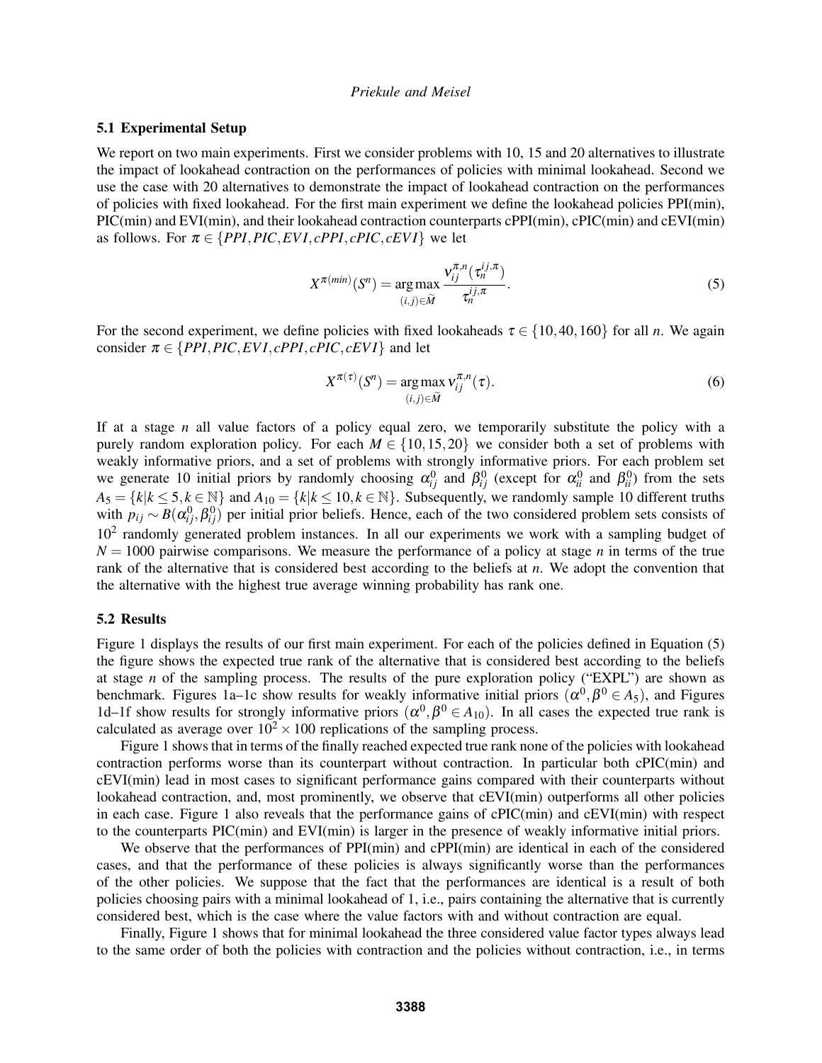### 5.1 Experimental Setup

We report on two main experiments. First we consider problems with 10, 15 and 20 alternatives to illustrate the impact of lookahead contraction on the performances of policies with minimal lookahead. Second we use the case with 20 alternatives to demonstrate the impact of lookahead contraction on the performances of policies with fixed lookahead. For the first main experiment we define the lookahead policies PPI(min), PIC(min) and EVI(min), and their lookahead contraction counterparts cPPI(min), cPIC(min) and cEVI(min) as follows. For $\pi \in \{PPI, PIC, EVI, cPPI, cPIC, cEVI\}$ we let

$$X^{\pi(min)}(S^n) = \underset{(i,j)\in\widetilde{M}}{\arg\max} \frac{v_{ij}^{\pi,n}(\tau_n^{ij,\pi})}{\tau_n^{ij,\pi}}. \tag{5}$$

For the second experiment, we define policies with fixed lookaheads $\tau \in \{10, 40, 160\}$ for all $n$. We again consider $\pi \in \{PPI, PIC, EVI, cPPI, cPIC, cEVI\}$ and let

$$X^{\pi(\tau)}(S^n) = \underset{(i,j)\in\widetilde{M}}{\arg\max}\, v_{ij}^{\pi,n}(\tau). \tag{6}$$

If at a stage $n$ all value factors of a policy equal zero, we temporarily substitute the policy with a purely random exploration policy. For each $M \in \{10, 15, 20\}$ we consider both a set of problems with weakly informative priors, and a set of problems with strongly informative priors. For each problem set we generate 10 initial priors by randomly choosing $\alpha_{ij}^0$ and $\beta_{ij}^0$ (except for $\alpha_{ii}^0$ and $\beta_{ii}^0$) from the sets $A_5 = \{k | k \leq 5, k \in \mathbb{N}\}$ and $A_{10} = \{k | k \leq 10, k \in \mathbb{N}\}$. Subsequently, we randomly sample 10 different truths with $p_{ij} \sim B(\alpha_{ij}^0, \beta_{ij}^0)$ per initial prior beliefs. Hence, each of the two considered problem sets consists of $10^2$ randomly generated problem instances. In all our experiments we work with a sampling budget of $N = 1000$ pairwise comparisons. We measure the performance of a policy at stage $n$ in terms of the true rank of the alternative that is considered best according to the beliefs at $n$. We adopt the convention that the alternative with the highest true average winning probability has rank one.

### 5.2 Results

Figure 1 displays the results of our first main experiment. For each of the policies defined in Equation (5) the figure shows the expected true rank of the alternative that is considered best according to the beliefs at stage $n$ of the sampling process. The results of the pure exploration policy ("EXPL") are shown as benchmark. Figures 1a–1c show results for weakly informative initial priors ($\alpha^0, \beta^0 \in A_5$), and Figures 1d–1f show results for strongly informative priors ($\alpha^0, \beta^0 \in A_{10}$). In all cases the expected true rank is calculated as average over $10^2 \times 100$ replications of the sampling process.

Figure 1 shows that in terms of the finally reached expected true rank none of the policies with lookahead contraction performs worse than its counterpart without contraction. In particular both cPIC(min) and cEVI(min) lead in most cases to significant performance gains compared with their counterparts without lookahead contraction, and, most prominently, we observe that cEVI(min) outperforms all other policies in each case. Figure 1 also reveals that the performance gains of cPIC(min) and cEVI(min) with respect to the counterparts PIC(min) and EVI(min) is larger in the presence of weakly informative initial priors.

We observe that the performances of PPI(min) and cPPI(min) are identical in each of the considered cases, and that the performance of these policies is always significantly worse than the performances of the other policies. We suppose that the fact that the performances are identical is a result of both policies choosing pairs with a minimal lookahead of 1, i.e., pairs containing the alternative that is currently considered best, which is the case where the value factors with and without contraction are equal.

Finally, Figure 1 shows that for minimal lookahead the three considered value factor types always lead to the same order of both the policies with contraction and the policies without contraction, i.e., in terms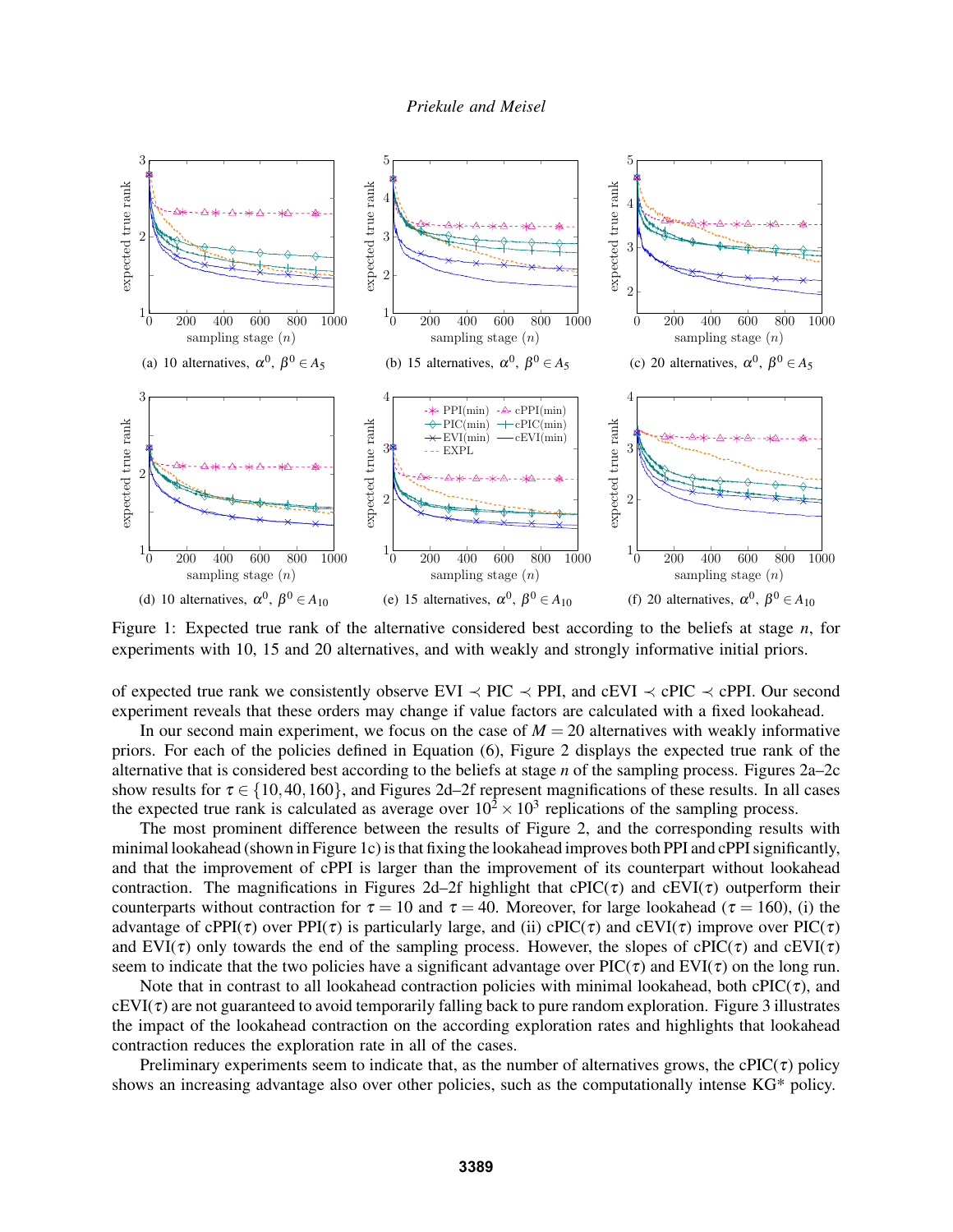Figure 1: Expected true rank of the alternative considered best according to the beliefs at stage $n$, for experiments with 10, 15 and 20 alternatives, and with weakly and strongly informative initial priors.

of expected true rank we consistently observe EVI $\prec$ PIC $\prec$ PPI, and cEVI $\prec$ cPIC $\prec$ cPPI. Our second experiment reveals that these orders may change if value factors are calculated with a fixed lookahead.

In our second main experiment, we focus on the case of $M = 20$ alternatives with weakly informative priors. For each of the policies defined in Equation (6), Figure 2 displays the expected true rank of the alternative that is considered best according to the beliefs at stage $n$ of the sampling process. Figures 2a–2c show results for $\tau \in \{10, 40, 160\}$, and Figures 2d–2f represent magnifications of these results. In all cases the expected true rank is calculated as average over $10^2 \times 10^3$ replications of the sampling process.

The most prominent difference between the results of Figure 2, and the corresponding results with minimal lookahead (shown in Figure 1c) is that fixing the lookahead improves both PPI and cPPI significantly, and that the improvement of cPPI is larger than the improvement of its counterpart without lookahead contraction. The magnifications in Figures 2d–2f highlight that cPIC($\tau$) and cEVI($\tau$) outperform their counterparts without contraction for $\tau = 10$ and $\tau = 40$. Moreover, for large lookahead ($\tau = 160$), (i) the advantage of cPPI($\tau$) over PPI($\tau$) is particularly large, and (ii) cPIC($\tau$) and cEVI($\tau$) improve over PIC($\tau$) and EVI($\tau$) only towards the end of the sampling process. However, the slopes of cPIC($\tau$) and cEVI($\tau$) seem to indicate that the two policies have a significant advantage over PIC($\tau$) and EVI($\tau$) on the long run.

Note that in contrast to all lookahead contraction policies with minimal lookahead, both cPIC($\tau$), and cEVI($\tau$) are not guaranteed to avoid temporarily falling back to pure random exploration. Figure 3 illustrates the impact of the lookahead contraction on the according exploration rates and highlights that lookahead contraction reduces the exploration rate in all of the cases.

Preliminary experiments seem to indicate that, as the number of alternatives grows, the cPIC($\tau$) policy shows an increasing advantage also over other policies, such as the computationally intense KG* policy.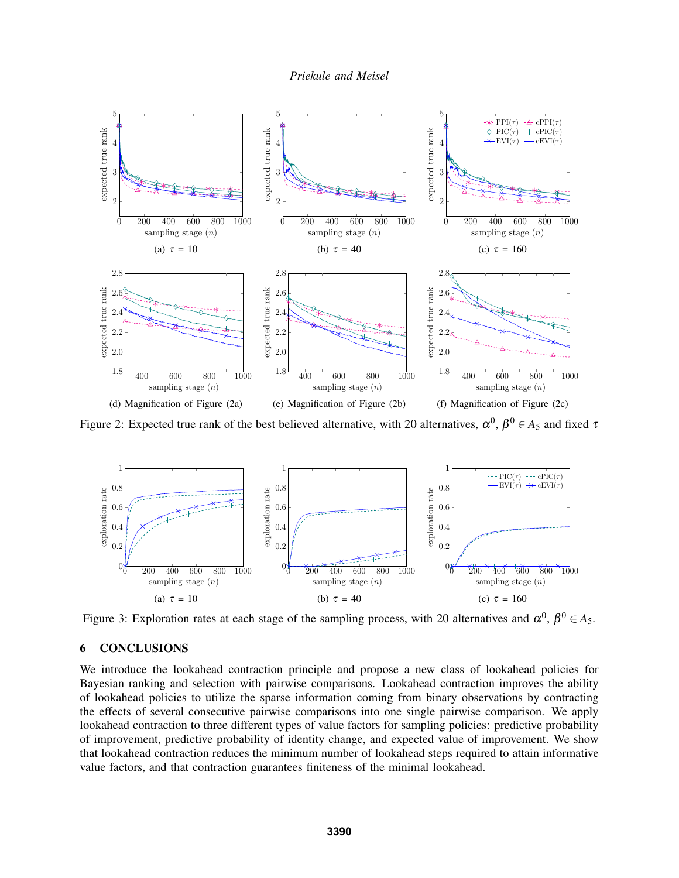(a) $\tau = 10$

(b) $\tau = 40$

(c) $\tau = 160$

(d) Magnification of Figure (2a)

(e) Magnification of Figure (2b)

(f) Magnification of Figure (2c)

Figure 2: Expected true rank of the best believed alternative, with 20 alternatives, $\alpha^0$, $\beta^0 \in A_5$ and fixed $\tau$

(a) $\tau = 10$

(b) $\tau = 40$

(c) $\tau = 160$

Figure 3: Exploration rates at each stage of the sampling process, with 20 alternatives and $\alpha^0$, $\beta^0 \in A_5$.

## 6 CONCLUSIONS

We introduce the lookahead contraction principle and propose a new class of lookahead policies for Bayesian ranking and selection with pairwise comparisons. Lookahead contraction improves the ability of lookahead policies to utilize the sparse information coming from binary observations by contracting the effects of several consecutive pairwise comparisons into one single pairwise comparison. We apply lookahead contraction to three different types of value factors for sampling policies: predictive probability of improvement, predictive probability of identity change, and expected value of improvement. We show that lookahead contraction reduces the minimum number of lookahead steps required to attain informative value factors, and that contraction guarantees finiteness of the minimal lookahead.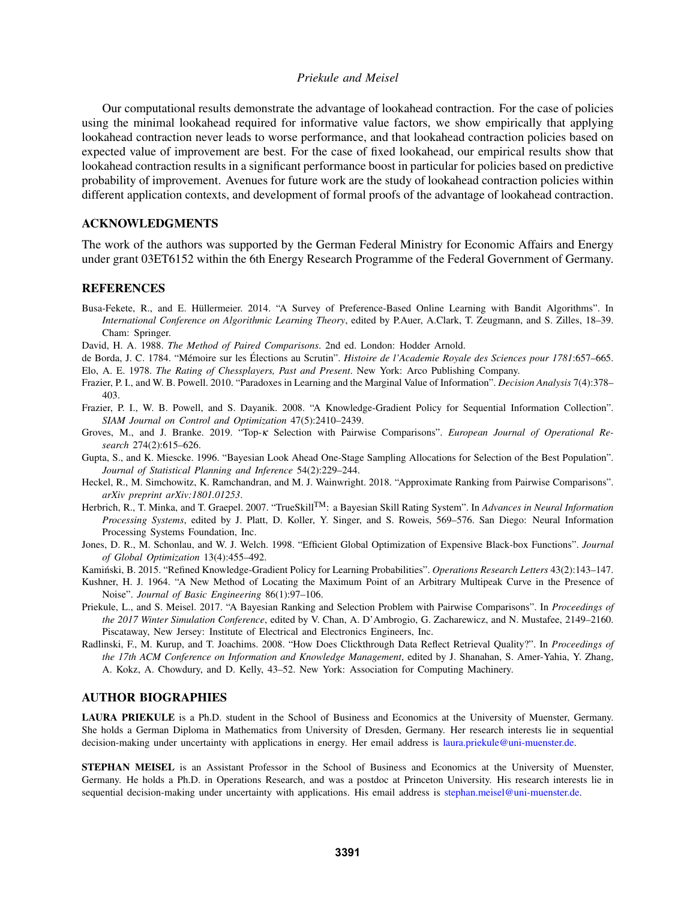Our computational results demonstrate the advantage of lookahead contraction. For the case of policies using the minimal lookahead required for informative value factors, we show empirically that applying lookahead contraction never leads to worse performance, and that lookahead contraction policies based on expected value of improvement are best. For the case of fixed lookahead, our empirical results show that lookahead contraction results in a significant performance boost in particular for policies based on predictive probability of improvement. Avenues for future work are the study of lookahead contraction policies within different application contexts, and development of formal proofs of the advantage of lookahead contraction.

## ACKNOWLEDGMENTS

The work of the authors was supported by the German Federal Ministry for Economic Affairs and Energy under grant 03ET6152 within the 6th Energy Research Programme of the Federal Government of Germany.

## REFERENCES

Busa-Fekete, R., and E. Hüllermeier. 2014. "A Survey of Preference-Based Online Learning with Bandit Algorithms". In *International Conference on Algorithmic Learning Theory*, edited by P.Auer, A.Clark, T. Zeugmann, and S. Zilles, 18–39. Cham: Springer.

David, H. A. 1988. *The Method of Paired Comparisons*. 2nd ed. London: Hodder Arnold.

de Borda, J. C. 1784. "Mémoire sur les Élections au Scrutin". *Histoire de l'Academie Royale des Sciences pour 1781*:657–665.

Elo, A. E. 1978. *The Rating of Chessplayers, Past and Present*. New York: Arco Publishing Company.

Frazier, P. I., and W. B. Powell. 2010. "Paradoxes in Learning and the Marginal Value of Information". *Decision Analysis* 7(4):378–403.

Frazier, P. I., W. B. Powell, and S. Dayanik. 2008. "A Knowledge-Gradient Policy for Sequential Information Collection". *SIAM Journal on Control and Optimization* 47(5):2410–2439.

Groves, M., and J. Branke. 2019. "Top-$\kappa$ Selection with Pairwise Comparisons". *European Journal of Operational Research* 274(2):615–626.

Gupta, S., and K. Miescke. 1996. "Bayesian Look Ahead One-Stage Sampling Allocations for Selection of the Best Population". *Journal of Statistical Planning and Inference* 54(2):229–244.

Heckel, R., M. Simchowitz, K. Ramchandran, and M. J. Wainwright. 2018. "Approximate Ranking from Pairwise Comparisons". *arXiv preprint arXiv:1801.01253*.

Herbrich, R., T. Minka, and T. Graepel. 2007. "TrueSkill™: a Bayesian Skill Rating System". In *Advances in Neural Information Processing Systems*, edited by J. Platt, D. Koller, Y. Singer, and S. Roweis, 569–576. San Diego: Neural Information Processing Systems Foundation, Inc.

Jones, D. R., M. Schonlau, and W. J. Welch. 1998. "Efficient Global Optimization of Expensive Black-box Functions". *Journal of Global Optimization* 13(4):455–492.

Kamiński, B. 2015. "Refined Knowledge-Gradient Policy for Learning Probabilities". *Operations Research Letters* 43(2):143–147.

Kushner, H. J. 1964. "A New Method of Locating the Maximum Point of an Arbitrary Multipeak Curve in the Presence of Noise". *Journal of Basic Engineering* 86(1):97–106.

Priekule, L., and S. Meisel. 2017. "A Bayesian Ranking and Selection Problem with Pairwise Comparisons". In *Proceedings of the 2017 Winter Simulation Conference*, edited by V. Chan, A. D'Ambrogio, G. Zacharewicz, and N. Mustafee, 2149–2160. Piscataway, New Jersey: Institute of Electrical and Electronics Engineers, Inc.

Radlinski, F., M. Kurup, and T. Joachims. 2008. "How Does Clickthrough Data Reflect Retrieval Quality?". In *Proceedings of the 17th ACM Conference on Information and Knowledge Management*, edited by J. Shanahan, S. Amer-Yahia, Y. Zhang, A. Kokz, A. Chowdury, and D. Kelly, 43–52. New York: Association for Computing Machinery.

## AUTHOR BIOGRAPHIES

**LAURA PRIEKULE** is a Ph.D. student in the School of Business and Economics at the University of Muenster, Germany. She holds a German Diploma in Mathematics from University of Dresden, Germany. Her research interests lie in sequential decision-making under uncertainty with applications in energy. Her email address is laura.priekule@uni-muenster.de.

**STEPHAN MEISEL** is an Assistant Professor in the School of Business and Economics at the University of Muenster, Germany. He holds a Ph.D. in Operations Research, and was a postdoc at Princeton University. His research interests lie in sequential decision-making under uncertainty with applications. His email address is stephan.meisel@uni-muenster.de.